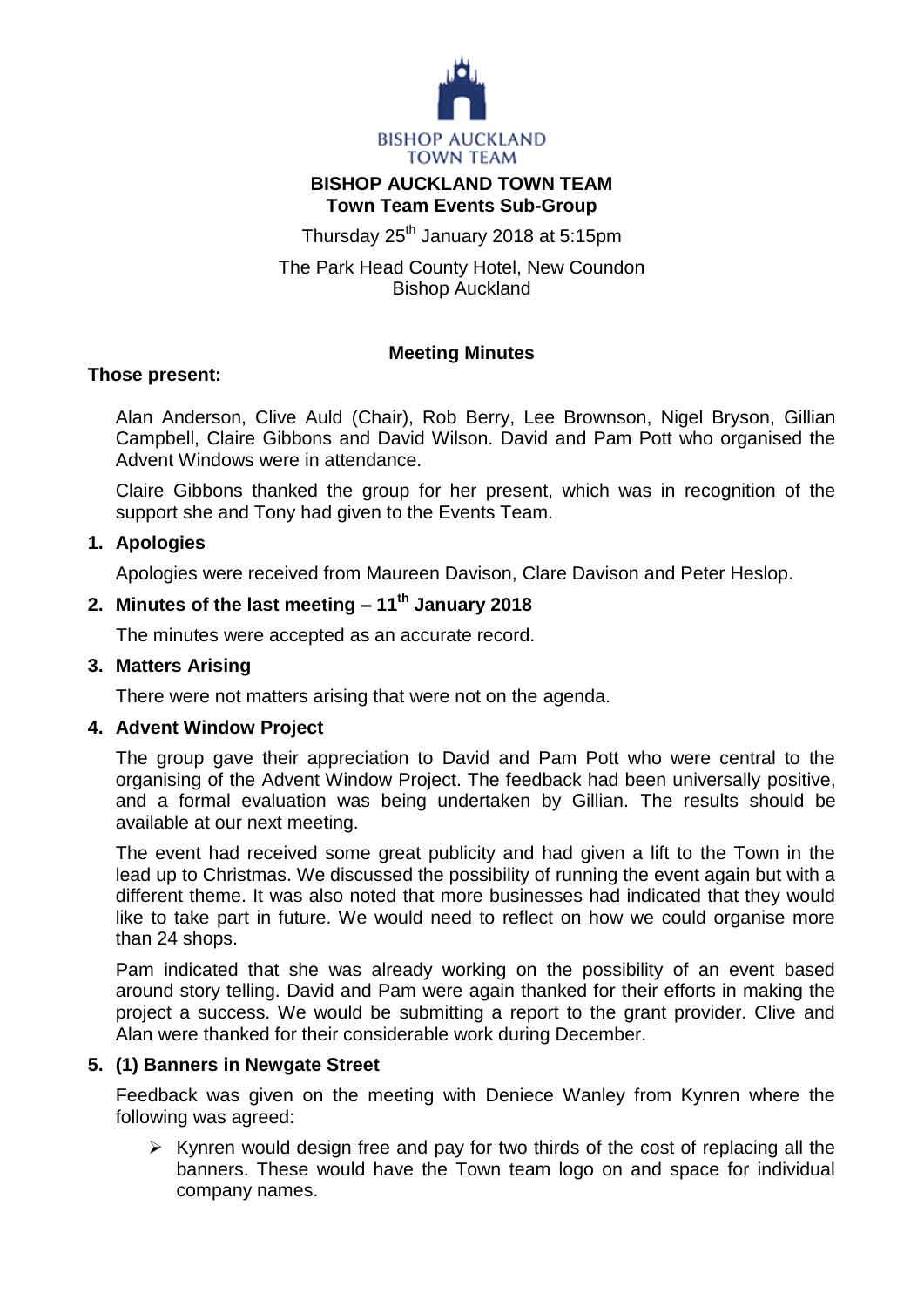BISHOP AUCKLAND
TOWN TEAM

# BISHOP AUCKLAND TOWN TEAM
## Town Team Events Sub-Group

Thursday 25th January 2018 at 5:15pm

The Park Head County Hotel, New Coundon
Bishop Auckland

**Meeting Minutes**

**Those present:**

Alan Anderson, Clive Auld (Chair), Rob Berry, Lee Brownson, Nigel Bryson, Gillian Campbell, Claire Gibbons and David Wilson. David and Pam Pott who organised the Advent Windows were in attendance.

Claire Gibbons thanked the group for her present, which was in recognition of the support she and Tony had given to the Events Team.

### 1. Apologies

Apologies were received from Maureen Davison, Clare Davison and Peter Heslop.

### 2. Minutes of the last meeting – 11th January 2018

The minutes were accepted as an accurate record.

### 3. Matters Arising

There were not matters arising that were not on the agenda.

### 4. Advent Window Project

The group gave their appreciation to David and Pam Pott who were central to the organising of the Advent Window Project. The feedback had been universally positive, and a formal evaluation was being undertaken by Gillian. The results should be available at our next meeting.

The event had received some great publicity and had given a lift to the Town in the lead up to Christmas. We discussed the possibility of running the event again but with a different theme. It was also noted that more businesses had indicated that they would like to take part in future. We would need to reflect on how we could organise more than 24 shops.

Pam indicated that she was already working on the possibility of an event based around story telling. David and Pam were again thanked for their efforts in making the project a success. We would be submitting a report to the grant provider. Clive and Alan were thanked for their considerable work during December.

### 5. (1) Banners in Newgate Street

Feedback was given on the meeting with Deniece Wanley from Kynren where the following was agreed:

- Kynren would design free and pay for two thirds of the cost of replacing all the banners. These would have the Town team logo on and space for individual company names.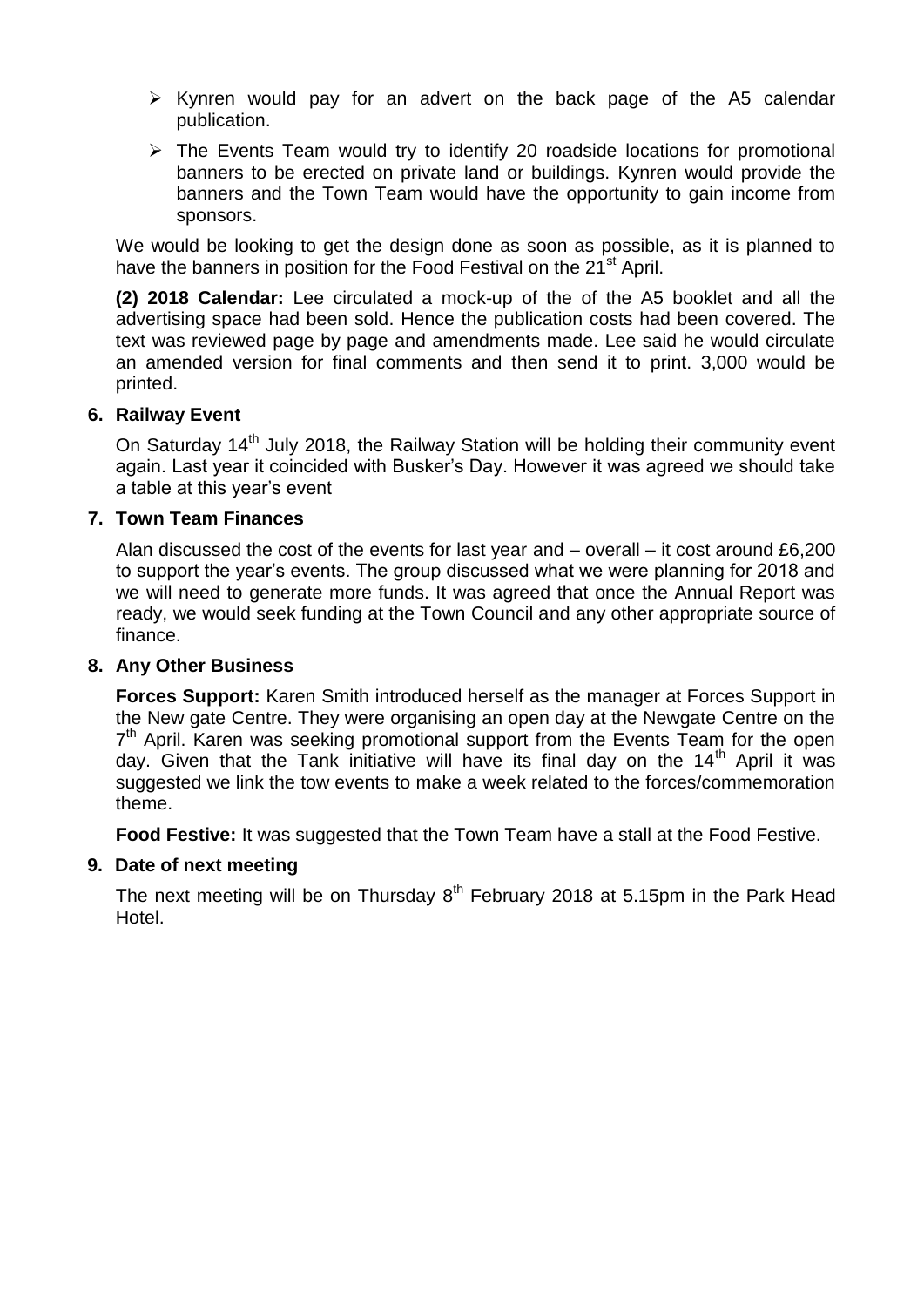- Kynren would pay for an advert on the back page of the A5 calendar publication.
- The Events Team would try to identify 20 roadside locations for promotional banners to be erected on private land or buildings. Kynren would provide the banners and the Town Team would have the opportunity to gain income from sponsors.

We would be looking to get the design done as soon as possible, as it is planned to have the banners in position for the Food Festival on the 21st April.

**(2) 2018 Calendar:** Lee circulated a mock-up of the of the A5 booklet and all the advertising space had been sold. Hence the publication costs had been covered. The text was reviewed page by page and amendments made. Lee said he would circulate an amended version for final comments and then send it to print. 3,000 would be printed.

**6. Railway Event**

On Saturday 14th July 2018, the Railway Station will be holding their community event again. Last year it coincided with Busker's Day. However it was agreed we should take a table at this year's event

**7. Town Team Finances**

Alan discussed the cost of the events for last year and – overall – it cost around £6,200 to support the year's events. The group discussed what we were planning for 2018 and we will need to generate more funds. It was agreed that once the Annual Report was ready, we would seek funding at the Town Council and any other appropriate source of finance.

**8. Any Other Business**

**Forces Support:** Karen Smith introduced herself as the manager at Forces Support in the New gate Centre. They were organising an open day at the Newgate Centre on the 7th April. Karen was seeking promotional support from the Events Team for the open day. Given that the Tank initiative will have its final day on the 14th April it was suggested we link the tow events to make a week related to the forces/commemoration theme.

**Food Festive:** It was suggested that the Town Team have a stall at the Food Festive.

**9. Date of next meeting**

The next meeting will be on Thursday 8th February 2018 at 5.15pm in the Park Head Hotel.